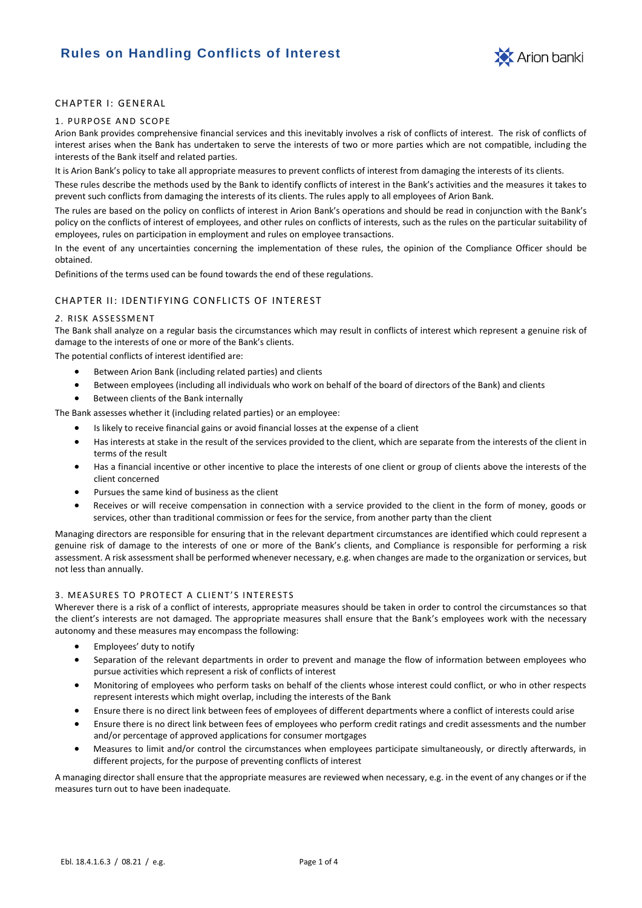# Rules on Handling Conflicts of Interest

## CHAPTER I: GENERAL

### 1. PURPOSE AND SCOPE

Arion Bank provides comprehensive financial services and this inevitably involves a risk of conflicts of interest. The risk of conflicts of interest arises when the Bank has undertaken to serve the interests of two or more parties which are not compatible, including the interests of the Bank itself and related parties.

It is Arion Bank's policy to take all appropriate measures to prevent conflicts of interest from damaging the interests of its clients.

These rules describe the methods used by the Bank to identify conflicts of interest in the Bank's activities and the measures it takes to prevent such conflicts from damaging the interests of its clients. The rules apply to all employees of Arion Bank.

The rules are based on the policy on conflicts of interest in Arion Bank's operations and should be read in conjunction with the Bank's policy on the conflicts of interest of employees, and other rules on conflicts of interests, such as the rules on the particular suitability of employees, rules on participation in employment and rules on employee transactions.

In the event of any uncertainties concerning the implementation of these rules, the opinion of the Compliance Officer should be obtained.

Definitions of the terms used can be found towards the end of these regulations.

## CHAPTER II: IDENTIFYING CONFLICTS OF INTEREST

### *2.* RISK ASSESSMENT

The Bank shall analyze on a regular basis the circumstances which may result in conflicts of interest which represent a genuine risk of damage to the interests of one or more of the Bank's clients.

The potential conflicts of interest identified are:

- Between Arion Bank (including related parties) and clients
- Between employees (including all individuals who work on behalf of the board of directors of the Bank) and clients
- Between clients of the Bank internally

The Bank assesses whether it (including related parties) or an employee:

- Is likely to receive financial gains or avoid financial losses at the expense of a client
- Has interests at stake in the result of the services provided to the client, which are separate from the interests of the client in terms of the result
- Has a financial incentive or other incentive to place the interests of one client or group of clients above the interests of the client concerned
- Pursues the same kind of business as the client
- Receives or will receive compensation in connection with a service provided to the client in the form of money, goods or services, other than traditional commission or fees for the service, from another party than the client

Managing directors are responsible for ensuring that in the relevant department circumstances are identified which could represent a genuine risk of damage to the interests of one or more of the Bank's clients, and Compliance is responsible for performing a risk assessment. A risk assessment shall be performed whenever necessary, e.g. when changes are made to the organization or services, but not less than annually.

### 3. MEASURES TO PROTECT A CLIENT'S INTERESTS

Wherever there is a risk of a conflict of interests, appropriate measures should be taken in order to control the circumstances so that the client's interests are not damaged. The appropriate measures shall ensure that the Bank's employees work with the necessary autonomy and these measures may encompass the following:

- Employees' duty to notify
- Separation of the relevant departments in order to prevent and manage the flow of information between employees who pursue activities which represent a risk of conflicts of interest
- Monitoring of employees who perform tasks on behalf of the clients whose interest could conflict, or who in other respects represent interests which might overlap, including the interests of the Bank
- Ensure there is no direct link between fees of employees of different departments where a conflict of interests could arise
- Ensure there is no direct link between fees of employees who perform credit ratings and credit assessments and the number and/or percentage of approved applications for consumer mortgages
- Measures to limit and/or control the circumstances when employees participate simultaneously, or directly afterwards, in different projects, for the purpose of preventing conflicts of interest

A managing director shall ensure that the appropriate measures are reviewed when necessary, e.g. in the event of any changes or if the measures turn out to have been inadequate.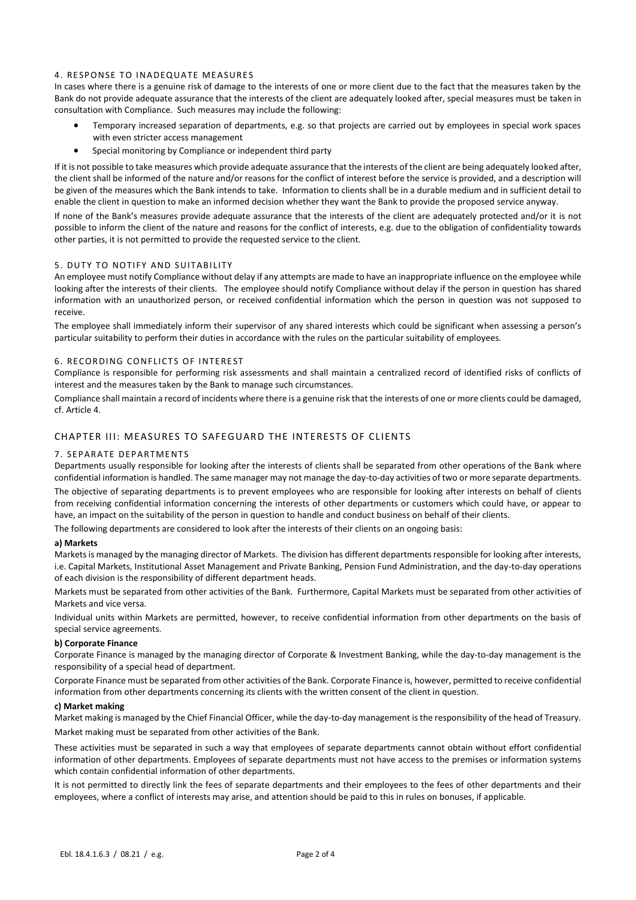#### 4. RESPONSE TO INADEQUATE MEASURES

In cases where there is a genuine risk of damage to the interests of one or more client due to the fact that the measures taken by the Bank do not provide adequate assurance that the interests of the client are adequately looked after, special measures must be taken in consultation with Compliance. Such measures may include the following:

- Temporary increased separation of departments, e.g. so that projects are carried out by employees in special work spaces with even stricter access management
- Special monitoring by Compliance or independent third party

If it is not possible to take measures which provide adequate assurance that the interests of the client are being adequately looked after, the client shall be informed of the nature and/or reasons for the conflict of interest before the service is provided, and a description will be given of the measures which the Bank intends to take. Information to clients shall be in a durable medium and in sufficient detail to enable the client in question to make an informed decision whether they want the Bank to provide the proposed service anyway.

If none of the Bank's measures provide adequate assurance that the interests of the client are adequately protected and/or it is not possible to inform the client of the nature and reasons for the conflict of interests, e.g. due to the obligation of confidentiality towards other parties, it is not permitted to provide the requested service to the client.

#### 5. DUTY TO NOTIFY AND SUITABILITY

An employee must notify Compliance without delay if any attempts are made to have an inappropriate influence on the employee while looking after the interests of their clients. The employee should notify Compliance without delay if the person in question has shared information with an unauthorized person, or received confidential information which the person in question was not supposed to receive.

The employee shall immediately inform their supervisor of any shared interests which could be significant when assessing a person's particular suitability to perform their duties in accordance with the rules on the particular suitability of employees.

#### 6. RECORDING CONFLICTS OF INTEREST

Compliance is responsible for performing risk assessments and shall maintain a centralized record of identified risks of conflicts of interest and the measures taken by the Bank to manage such circumstances.

Compliance shall maintain a record of incidents where there is a genuine risk that the interests of one or more clients could be damaged, cf. Article 4.

## CHAPTER III: MEASURES TO SAFEGUARD THE INTERESTS OF CLIENTS

#### 7. SEPARATE DEPARTMENTS

Departments usually responsible for looking after the interests of clients shall be separated from other operations of the Bank where confidential information is handled. The same manager may not manage the day-to-day activities of two or more separate departments.

The objective of separating departments is to prevent employees who are responsible for looking after interests on behalf of clients from receiving confidential information concerning the interests of other departments or customers which could have, or appear to have, an impact on the suitability of the person in question to handle and conduct business on behalf of their clients.

The following departments are considered to look after the interests of their clients on an ongoing basis:

**a) Markets**

Markets is managed by the managing director of Markets. The division has different departments responsible for looking after interests, i.e. Capital Markets, Institutional Asset Management and Private Banking, Pension Fund Administration, and the day-to-day operations of each division is the responsibility of different department heads.

Markets must be separated from other activities of the Bank. Furthermore, Capital Markets must be separated from other activities of Markets and vice versa.

Individual units within Markets are permitted, however, to receive confidential information from other departments on the basis of special service agreements.

**b) Corporate Finance**

Corporate Finance is managed by the managing director of Corporate & Investment Banking, while the day-to-day management is the responsibility of a special head of department.

Corporate Finance must be separated from other activities of the Bank. Corporate Finance is, however, permitted to receive confidential information from other departments concerning its clients with the written consent of the client in question.

**c) Market making**

Market making is managed by the Chief Financial Officer, while the day-to-day management is the responsibility of the head of Treasury.

Market making must be separated from other activities of the Bank.

These activities must be separated in such a way that employees of separate departments cannot obtain without effort confidential information of other departments. Employees of separate departments must not have access to the premises or information systems which contain confidential information of other departments.

It is not permitted to directly link the fees of separate departments and their employees to the fees of other departments and their employees, where a conflict of interests may arise, and attention should be paid to this in rules on bonuses, if applicable.

Ebl. 18.4.1.6.3 / 08.21 / e.g.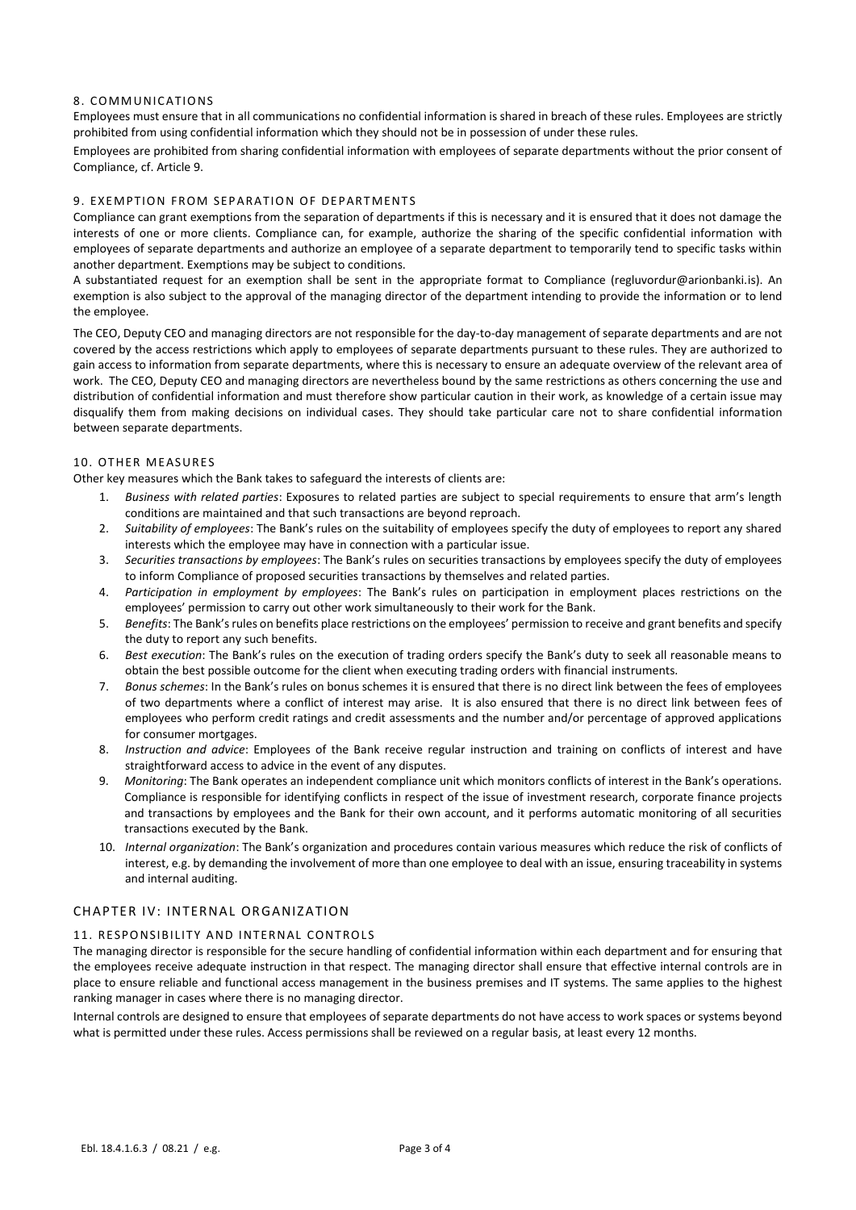### 8. COMMUNICATIONS

Employees must ensure that in all communications no confidential information is shared in breach of these rules. Employees are strictly prohibited from using confidential information which they should not be in possession of under these rules.

Employees are prohibited from sharing confidential information with employees of separate departments without the prior consent of Compliance, cf. Article 9.

### 9. EXEMPTION FROM SEPARATION OF DEPARTMENTS

Compliance can grant exemptions from the separation of departments if this is necessary and it is ensured that it does not damage the interests of one or more clients. Compliance can, for example, authorize the sharing of the specific confidential information with employees of separate departments and authorize an employee of a separate department to temporarily tend to specific tasks within another department. Exemptions may be subject to conditions.

A substantiated request for an exemption shall be sent in the appropriate format to Compliance (regluvordur@arionbanki.is). An exemption is also subject to the approval of the managing director of the department intending to provide the information or to lend the employee.

The CEO, Deputy CEO and managing directors are not responsible for the day-to-day management of separate departments and are not covered by the access restrictions which apply to employees of separate departments pursuant to these rules. They are authorized to gain access to information from separate departments, where this is necessary to ensure an adequate overview of the relevant area of work. The CEO, Deputy CEO and managing directors are nevertheless bound by the same restrictions as others concerning the use and distribution of confidential information and must therefore show particular caution in their work, as knowledge of a certain issue may disqualify them from making decisions on individual cases. They should take particular care not to share confidential information between separate departments.

### 10. OTHER MEASURES

Other key measures which the Bank takes to safeguard the interests of clients are:

1. *Business with related parties*: Exposures to related parties are subject to special requirements to ensure that arm's length conditions are maintained and that such transactions are beyond reproach.
2. *Suitability of employees*: The Bank's rules on the suitability of employees specify the duty of employees to report any shared interests which the employee may have in connection with a particular issue.
3. *Securities transactions by employees*: The Bank's rules on securities transactions by employees specify the duty of employees to inform Compliance of proposed securities transactions by themselves and related parties.
4. *Participation in employment by employees*: The Bank's rules on participation in employment places restrictions on the employees' permission to carry out other work simultaneously to their work for the Bank.
5. *Benefits*: The Bank's rules on benefits place restrictions on the employees' permission to receive and grant benefits and specify the duty to report any such benefits.
6. *Best execution*: The Bank's rules on the execution of trading orders specify the Bank's duty to seek all reasonable means to obtain the best possible outcome for the client when executing trading orders with financial instruments.
7. *Bonus schemes*: In the Bank's rules on bonus schemes it is ensured that there is no direct link between the fees of employees of two departments where a conflict of interest may arise. It is also ensured that there is no direct link between fees of employees who perform credit ratings and credit assessments and the number and/or percentage of approved applications for consumer mortgages.
8. *Instruction and advice*: Employees of the Bank receive regular instruction and training on conflicts of interest and have straightforward access to advice in the event of any disputes.
9. *Monitoring*: The Bank operates an independent compliance unit which monitors conflicts of interest in the Bank's operations. Compliance is responsible for identifying conflicts in respect of the issue of investment research, corporate finance projects and transactions by employees and the Bank for their own account, and it performs automatic monitoring of all securities transactions executed by the Bank.
10. *Internal organization*: The Bank's organization and procedures contain various measures which reduce the risk of conflicts of interest, e.g. by demanding the involvement of more than one employee to deal with an issue, ensuring traceability in systems and internal auditing.

## CHAPTER IV: INTERNAL ORGANIZATION

### 11. RESPONSIBILITY AND INTERNAL CONTROLS

The managing director is responsible for the secure handling of confidential information within each department and for ensuring that the employees receive adequate instruction in that respect. The managing director shall ensure that effective internal controls are in place to ensure reliable and functional access management in the business premises and IT systems. The same applies to the highest ranking manager in cases where there is no managing director.

Internal controls are designed to ensure that employees of separate departments do not have access to work spaces or systems beyond what is permitted under these rules. Access permissions shall be reviewed on a regular basis, at least every 12 months.

Ebl. 18.4.1.6.3 / 08.21 / e.g.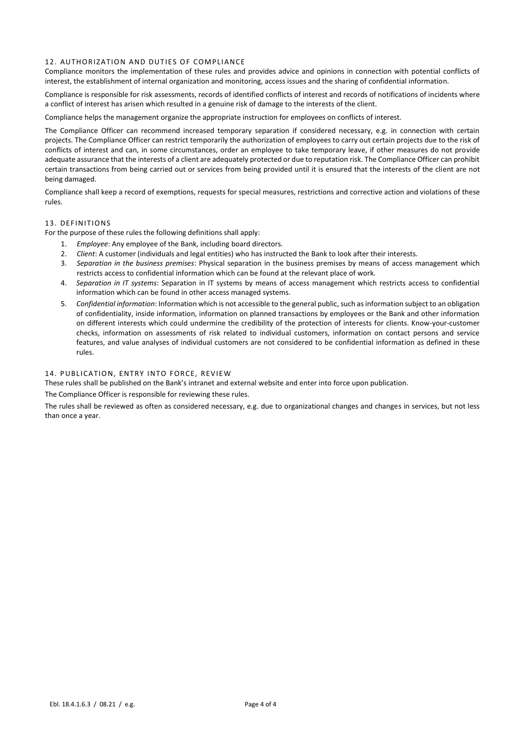## 12. AUTHORIZATION AND DUTIES OF COMPLIANCE

Compliance monitors the implementation of these rules and provides advice and opinions in connection with potential conflicts of interest, the establishment of internal organization and monitoring, access issues and the sharing of confidential information.

Compliance is responsible for risk assessments, records of identified conflicts of interest and records of notifications of incidents where a conflict of interest has arisen which resulted in a genuine risk of damage to the interests of the client.

Compliance helps the management organize the appropriate instruction for employees on conflicts of interest.

The Compliance Officer can recommend increased temporary separation if considered necessary, e.g. in connection with certain projects. The Compliance Officer can restrict temporarily the authorization of employees to carry out certain projects due to the risk of conflicts of interest and can, in some circumstances, order an employee to take temporary leave, if other measures do not provide adequate assurance that the interests of a client are adequately protected or due to reputation risk. The Compliance Officer can prohibit certain transactions from being carried out or services from being provided until it is ensured that the interests of the client are not being damaged.

Compliance shall keep a record of exemptions, requests for special measures, restrictions and corrective action and violations of these rules.

## 13. DEFINITIONS

For the purpose of these rules the following definitions shall apply:

1. *Employee*: Any employee of the Bank, including board directors.
2. *Client*: A customer (individuals and legal entities) who has instructed the Bank to look after their interests.
3. *Separation in the business premises*: Physical separation in the business premises by means of access management which restricts access to confidential information which can be found at the relevant place of work.
4. *Separation in IT systems*: Separation in IT systems by means of access management which restricts access to confidential information which can be found in other access managed systems.
5. *Confidential information*: Information which is not accessible to the general public, such as information subject to an obligation of confidentiality, inside information, information on planned transactions by employees or the Bank and other information on different interests which could undermine the credibility of the protection of interests for clients. Know-your-customer checks, information on assessments of risk related to individual customers, information on contact persons and service features, and value analyses of individual customers are not considered to be confidential information as defined in these rules.

## 14. PUBLICATION, ENTRY INTO FORCE, REVIEW

These rules shall be published on the Bank's intranet and external website and enter into force upon publication.

The Compliance Officer is responsible for reviewing these rules.

The rules shall be reviewed as often as considered necessary, e.g. due to organizational changes and changes in services, but not less than once a year.